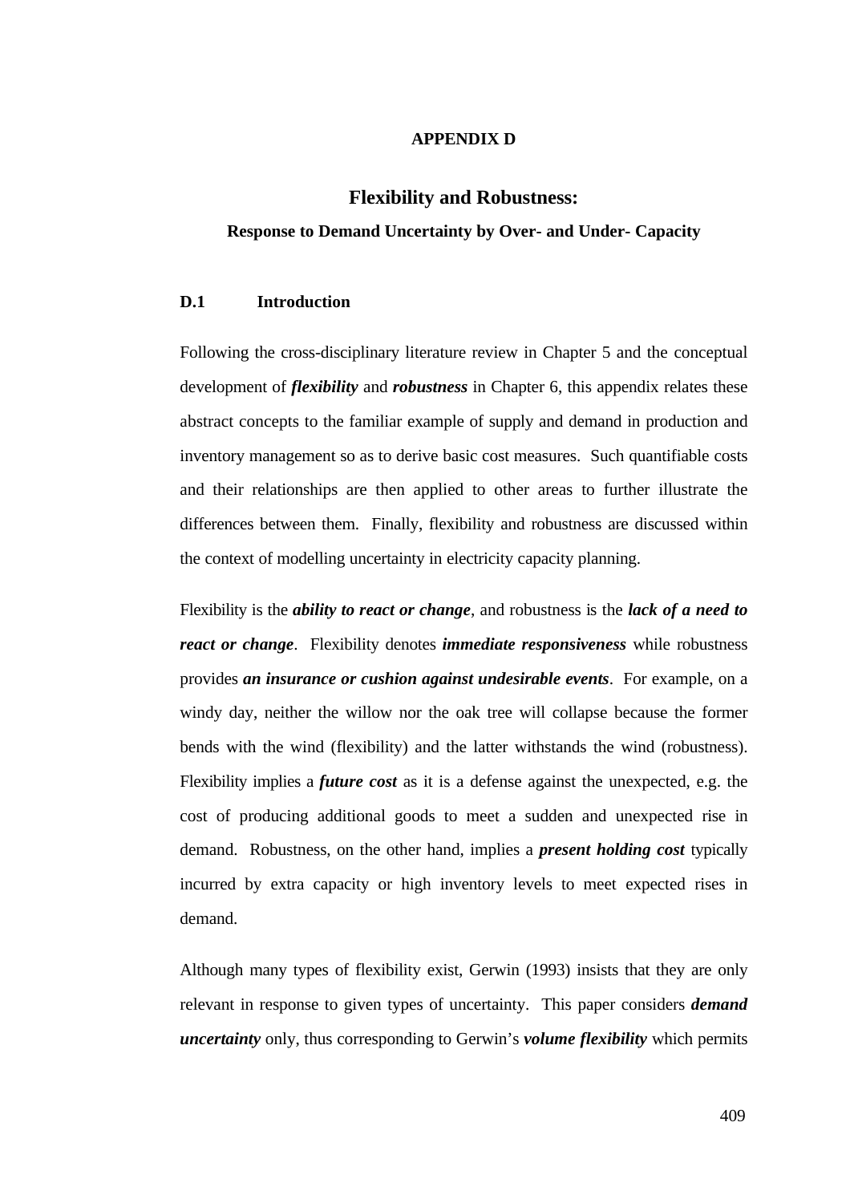# APPENDIX D

## Flexibility and Robustness:

### Response to Demand Uncertainty by Over- and Under- Capacity

### D.1 Introduction

Following the cross-disciplinary literature review in Chapter 5 and the conceptual development of ***flexibility*** and ***robustness*** in Chapter 6, this appendix relates these abstract concepts to the familiar example of supply and demand in production and inventory management so as to derive basic cost measures. Such quantifiable costs and their relationships are then applied to other areas to further illustrate the differences between them. Finally, flexibility and robustness are discussed within the context of modelling uncertainty in electricity capacity planning.

Flexibility is the ***ability to react or change***, and robustness is the ***lack of a need to react or change***. Flexibility denotes ***immediate responsiveness*** while robustness provides ***an insurance or cushion against undesirable events***. For example, on a windy day, neither the willow nor the oak tree will collapse because the former bends with the wind (flexibility) and the latter withstands the wind (robustness). Flexibility implies a ***future cost*** as it is a defense against the unexpected, e.g. the cost of producing additional goods to meet a sudden and unexpected rise in demand. Robustness, on the other hand, implies a ***present holding cost*** typically incurred by extra capacity or high inventory levels to meet expected rises in demand.

Although many types of flexibility exist, Gerwin (1993) insists that they are only relevant in response to given types of uncertainty. This paper considers ***demand uncertainty*** only, thus corresponding to Gerwin's ***volume flexibility*** which permits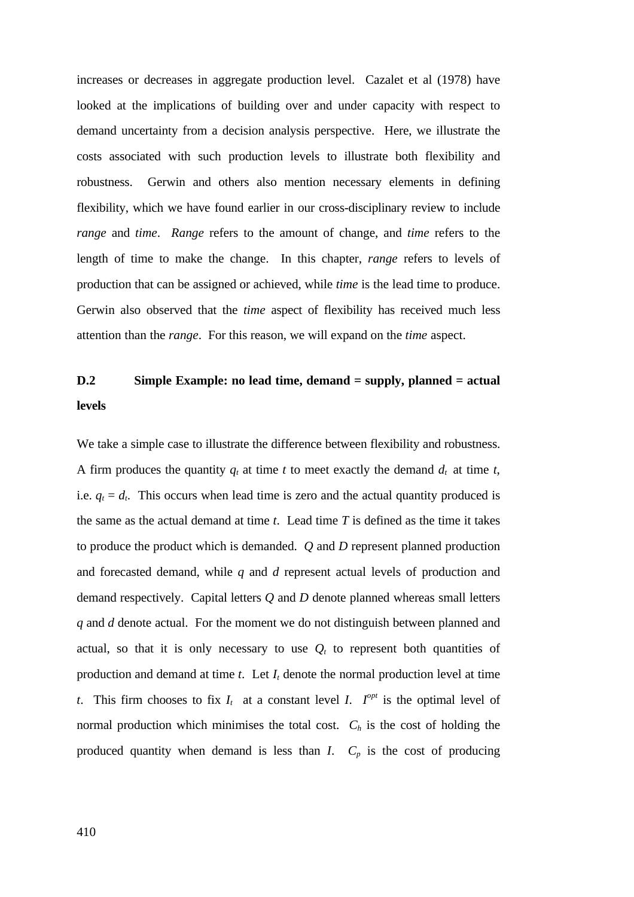increases or decreases in aggregate production level. Cazalet et al (1978) have looked at the implications of building over and under capacity with respect to demand uncertainty from a decision analysis perspective. Here, we illustrate the costs associated with such production levels to illustrate both flexibility and robustness. Gerwin and others also mention necessary elements in defining flexibility, which we have found earlier in our cross-disciplinary review to include *range* and *time*. *Range* refers to the amount of change, and *time* refers to the length of time to make the change. In this chapter, *range* refers to levels of production that can be assigned or achieved, while *time* is the lead time to produce. Gerwin also observed that the *time* aspect of flexibility has received much less attention than the *range*. For this reason, we will expand on the *time* aspect.

## D.2 Simple Example: no lead time, demand = supply, planned = actual levels

We take a simple case to illustrate the difference between flexibility and robustness. A firm produces the quantity $q_t$ at time $t$ to meet exactly the demand $d_t$ at time $t$, i.e. $q_t = d_t$. This occurs when lead time is zero and the actual quantity produced is the same as the actual demand at time $t$. Lead time $T$ is defined as the time it takes to produce the product which is demanded. $Q$ and $D$ represent planned production and forecasted demand, while $q$ and $d$ represent actual levels of production and demand respectively. Capital letters $Q$ and $D$ denote planned whereas small letters $q$ and $d$ denote actual. For the moment we do not distinguish between planned and actual, so that it is only necessary to use $Q_t$ to represent both quantities of production and demand at time $t$. Let $I_t$ denote the normal production level at time $t$. This firm chooses to fix $I_t$ at a constant level $I$. $I^{opt}$ is the optimal level of normal production which minimises the total cost. $C_h$ is the cost of holding the produced quantity when demand is less than $I$. $C_p$ is the cost of producing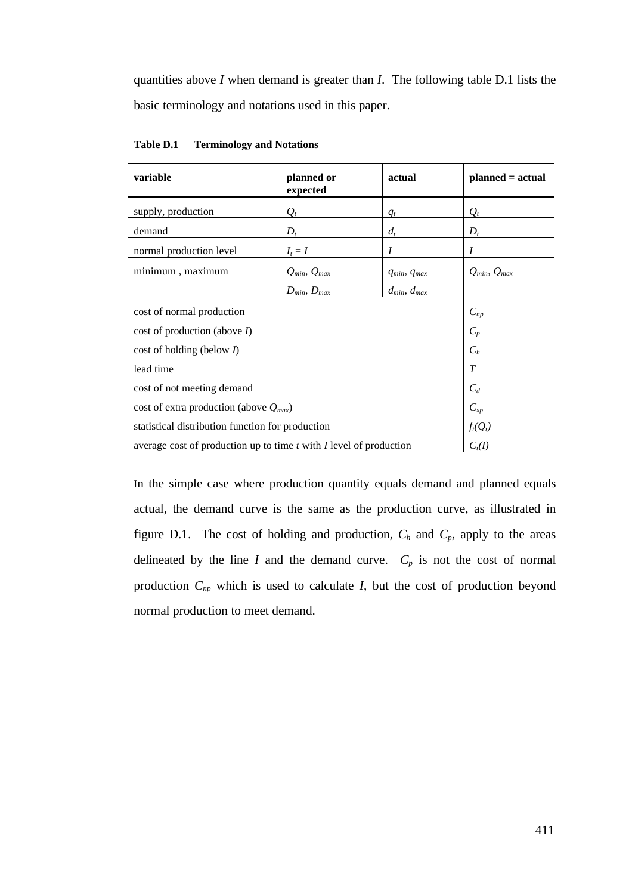quantities above $I$ when demand is greater than $I$. The following table D.1 lists the basic terminology and notations used in this paper.

**Table D.1 Terminology and Notations**

| variable | planned or expected | actual | planned = actual |
|---|---|---|---|
| supply, production | $Q_t$ | $q_t$ | $Q_t$ |
| demand | $D_t$ | $d_t$ | $D_t$ |
| normal production level | $I_t = I$ | $I$ | $I$ |
| minimum , maximum | $Q_{min}$, $Q_{max}$<br>$D_{min}$, $D_{max}$ | $q_{min}$, $q_{max}$<br>$d_{min}$, $d_{max}$ | $Q_{min}$, $Q_{max}$ |
| cost of normal production | | | $C_{np}$ |
| cost of production (above $I$) | | | $C_p$ |
| cost of holding (below $I$) | | | $C_h$ |
| lead time | | | $T$ |
| cost of not meeting demand | | | $C_d$ |
| cost of extra production (above $Q_{max}$) | | | $C_{xp}$ |
| statistical distribution function for production | | | $f_t(Q_t)$ |
| average cost of production up to time $t$ with $I$ level of production | | | $C_t(I)$ |

In the simple case where production quantity equals demand and planned equals actual, the demand curve is the same as the production curve, as illustrated in figure D.1. The cost of holding and production, $C_h$ and $C_p$, apply to the areas delineated by the line $I$ and the demand curve. $C_p$ is not the cost of normal production $C_{np}$ which is used to calculate $I$, but the cost of production beyond normal production to meet demand.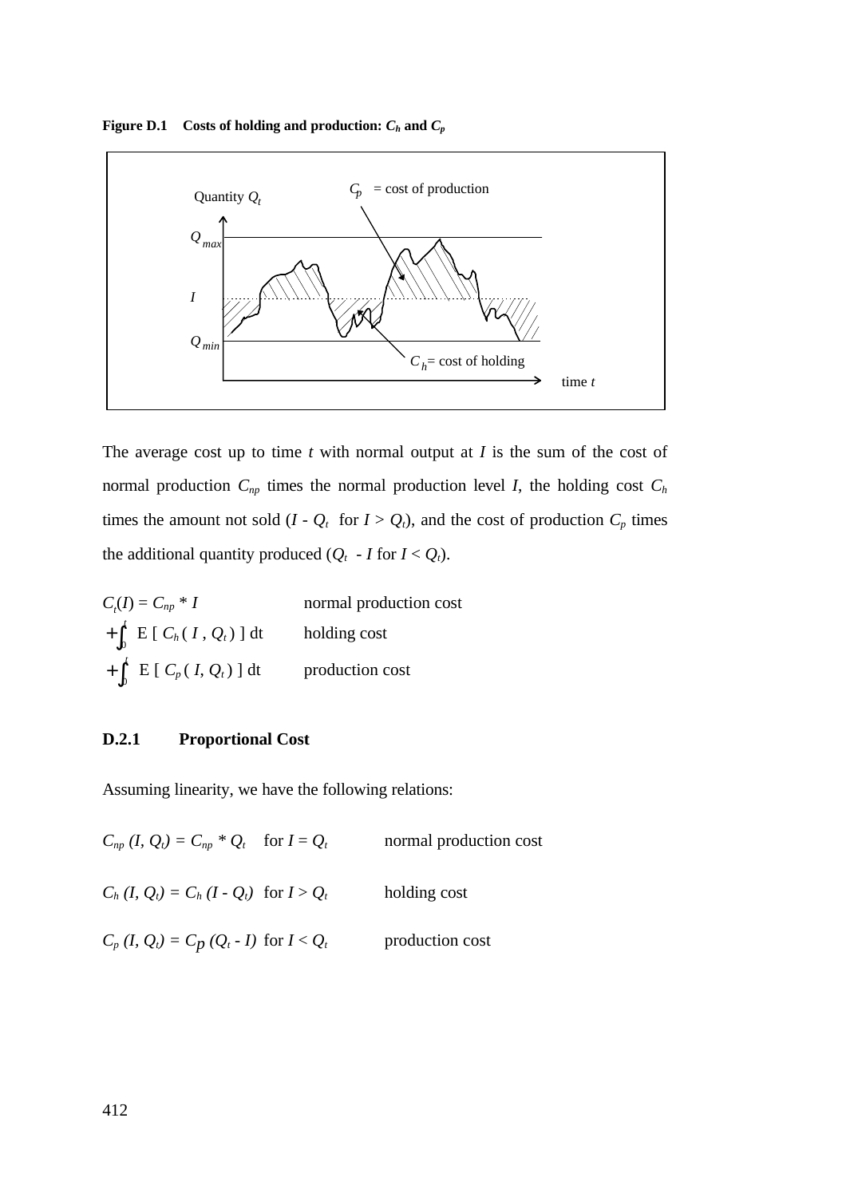**Figure D.1 Costs of holding and production: $C_h$ and $C_p$**

Quantity $Q_t$

$C_p$ = cost of production

$Q_{max}$

$I$

$Q_{min}$

$C_h$= cost of holding

time $t$

The average cost up to time $t$ with normal output at $I$ is the sum of the cost of normal production $C_{np}$ times the normal production level $I$, the holding cost $C_h$ times the amount not sold ($I$ - $Q_t$ for $I > Q_t$), and the cost of production $C_p$ times the additional quantity produced ($Q_t$ - $I$ for $I < Q_t$).

| | |
|---|---|
| $C_t(I) = C_{np} * I$ | normal production cost |
| $+\int_0^t \mathrm{E}\left[\, C_h(\, I\, ,\, Q_t\,)\, \right] \mathrm{d}t$ | holding cost |
| $+\int_0^t \mathrm{E}\left[\, C_p(\, I,\, Q_t\,)\, \right] \mathrm{d}t$ | production cost |

### D.2.1 Proportional Cost

Assuming linearity, we have the following relations:

| | |
|---|---|
| $C_{np}\,(I, Q_t) = C_{np} * Q_t$ for $I = Q_t$ | normal production cost |
| $C_h\,(I, Q_t) = C_h\,(I - Q_t)$ for $I > Q_t$ | holding cost |
| $C_p\,(I, Q_t) = C_p\,(Q_t - I)$ for $I < Q_t$ | production cost |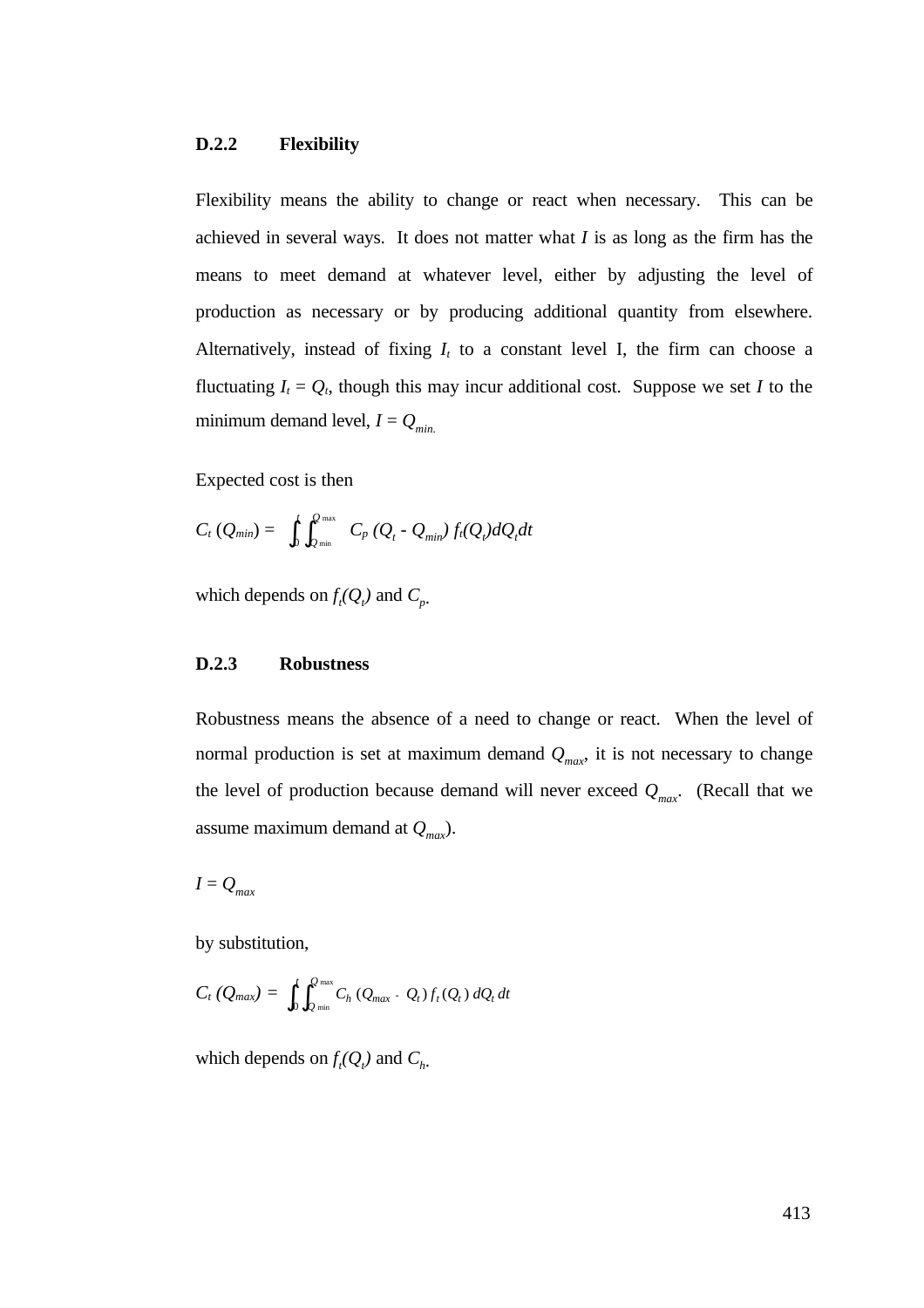### D.2.2 Flexibility

Flexibility means the ability to change or react when necessary. This can be achieved in several ways. It does not matter what $I$ is as long as the firm has the means to meet demand at whatever level, either by adjusting the level of production as necessary or by producing additional quantity from elsewhere. Alternatively, instead of fixing $I_t$ to a constant level I, the firm can choose a fluctuating $I_t = Q_t$, though this may incur additional cost. Suppose we set $I$ to the minimum demand level, $I = Q_{min.}$

Expected cost is then

$$C_t\,(Q_{min}) = \int_0^t \int_{Q_{min}}^{Q_{max}} C_P\,(Q_t - Q_{min})\, f_t(Q_t) dQ_t dt$$

which depends on $f_t(Q_t)$ and $C_p$.

### D.2.3 Robustness

Robustness means the absence of a need to change or react. When the level of normal production is set at maximum demand $Q_{max}$, it is not necessary to change the level of production because demand will never exceed $Q_{max}$. (Recall that we assume maximum demand at $Q_{max}$).

$I = Q_{max}$

by substitution,

$$C_t\,(Q_{max}) = \int_0^t \int_{Q_{min}}^{Q_{max}} C_h\,(Q_{max} - Q_t)\, f_t\,(Q_t)\, dQ_t\, dt$$

which depends on $f_t(Q_t)$ and $C_h$.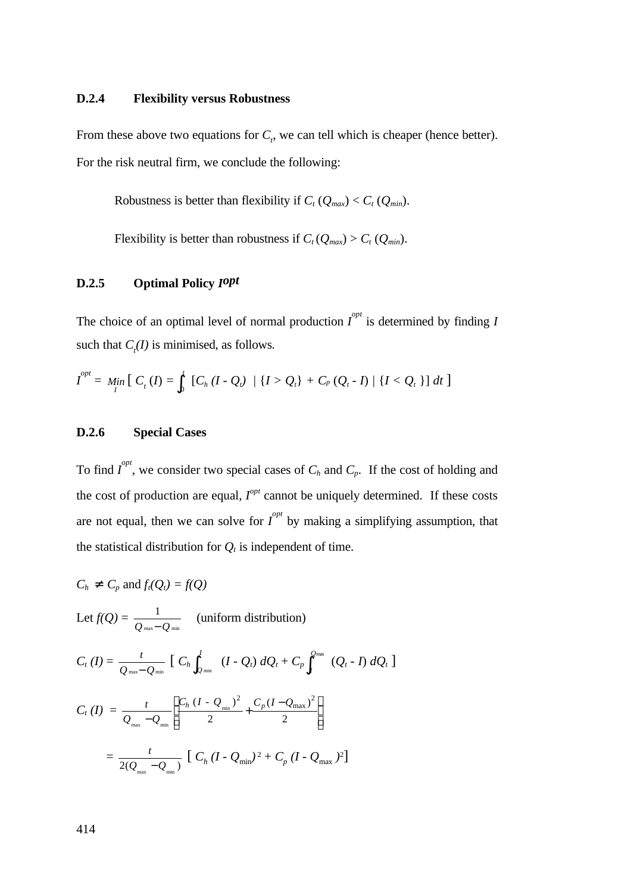### D.2.4 Flexibility versus Robustness

From these above two equations for $C_t$, we can tell which is cheaper (hence better). For the risk neutral firm, we conclude the following:

Robustness is better than flexibility if $C_t(Q_{max}) < C_t(Q_{min})$.

Flexibility is better than robustness if $C_t(Q_{max}) > C_t(Q_{min})$.

### D.2.5 Optimal Policy $I^{opt}$

The choice of an optimal level of normal production $I^{opt}$ is determined by finding $I$ such that $C_t(I)$ is minimised, as follows.

$$I^{opt} = \underset{I}{Min} \left[ C_t(I) = \int_0^t \left[ C_h (I - Q_t) \mid \{I > Q_t\} + C_p (Q_t - I) \mid \{I < Q_t\} \right] dt \right]$$

### D.2.6 Special Cases

To find $I^{opt}$, we consider two special cases of $C_h$ and $C_p$. If the cost of holding and the cost of production are equal, $I^{opt}$ cannot be uniquely determined. If these costs are not equal, then we can solve for $I^{opt}$ by making a simplifying assumption, that the statistical distribution for $Q_t$ is independent of time.

$C_h \neq C_p$ and $f_t(Q_t) = f(Q)$

Let $f(Q) = \dfrac{1}{Q_{max} - Q_{min}}$ (uniform distribution)

$$C_t(I) = \frac{t}{Q_{max} - Q_{min}} \left[ C_h \int_{Q_{min}}^{I} (I - Q_t)\, dQ_t + C_p \int_{I}^{Q_{max}} (Q_t - I)\, dQ_t \right]$$

$$C_t(I) = \frac{t}{Q_{max} - Q_{min}} \left[ \frac{C_h (I - Q_{min})^2}{2} + \frac{C_p (I - Q_{max})^2}{2} \right]$$

$$= \frac{t}{2(Q_{max} - Q_{min})} \left[ C_h (I - Q_{min})^2 + C_p (I - Q_{max})^2 \right]$$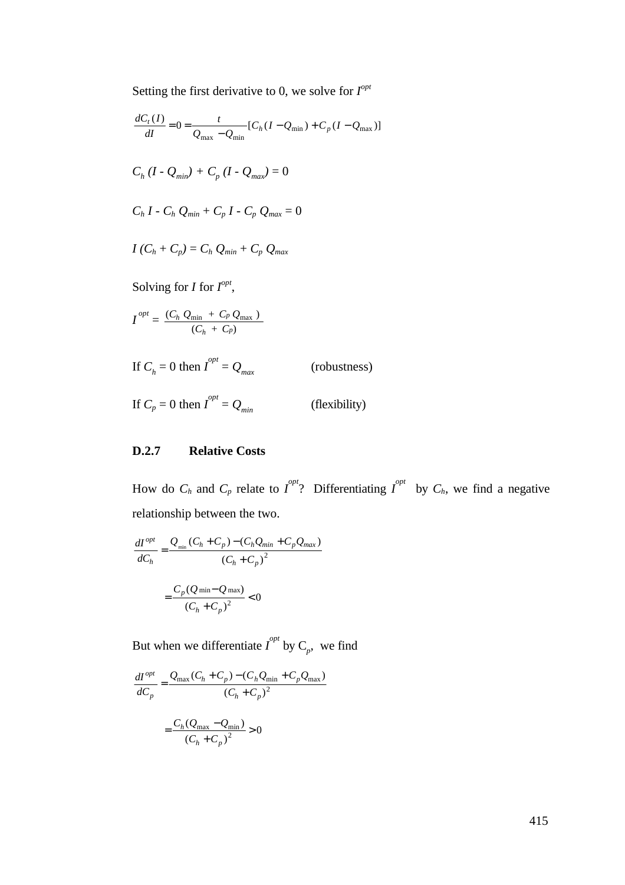Setting the first derivative to 0, we solve for $I^{opt}$

$$\frac{dC_t(I)}{dI} = 0 = \frac{t}{Q_{\max} - Q_{\min}}[C_h(I - Q_{\min}) + C_p(I - Q_{\max})]$$

$$C_h\,(I - Q_{min}) + C_p\,(I - Q_{max}) = 0$$

$$C_h\,I - C_h\,Q_{min} + C_p\,I - C_p\,Q_{max} = 0$$

$$I\,(C_h + C_p) = C_h\,Q_{min} + C_p\,Q_{max}$$

Solving for $I$ for $I^{opt}$,

$$I^{opt} = \frac{(C_h\,Q_{\min} + C_p\,Q_{\max})}{(C_h + C_p)}$$

If $C_h = 0$ then $I^{opt} = Q_{max}$ (robustness)

If $C_p = 0$ then $I^{opt} = Q_{min}$ (flexibility)

### D.2.7 Relative Costs

How do $C_h$ and $C_p$ relate to $I^{opt}$? Differentiating $I^{opt}$ by $C_h$, we find a negative relationship between the two.

$$\frac{dI^{opt}}{dC_h} = \frac{Q_{\min}(C_h + C_p) - (C_h Q_{min} + C_p Q_{max})}{(C_h + C_p)^2}$$

$$= \frac{C_p(Q_{\min} - Q_{\max})}{(C_h + C_p)^2} < 0$$

But when we differentiate $I^{opt}$ by $C_p$, we find

$$\frac{dI^{opt}}{dC_p} = \frac{Q_{\max}(C_h + C_p) - (C_h Q_{\min} + C_p Q_{\max})}{(C_h + C_p)^2}$$

$$= \frac{C_h(Q_{\max} - Q_{\min})}{(C_h + C_p)^2} > 0$$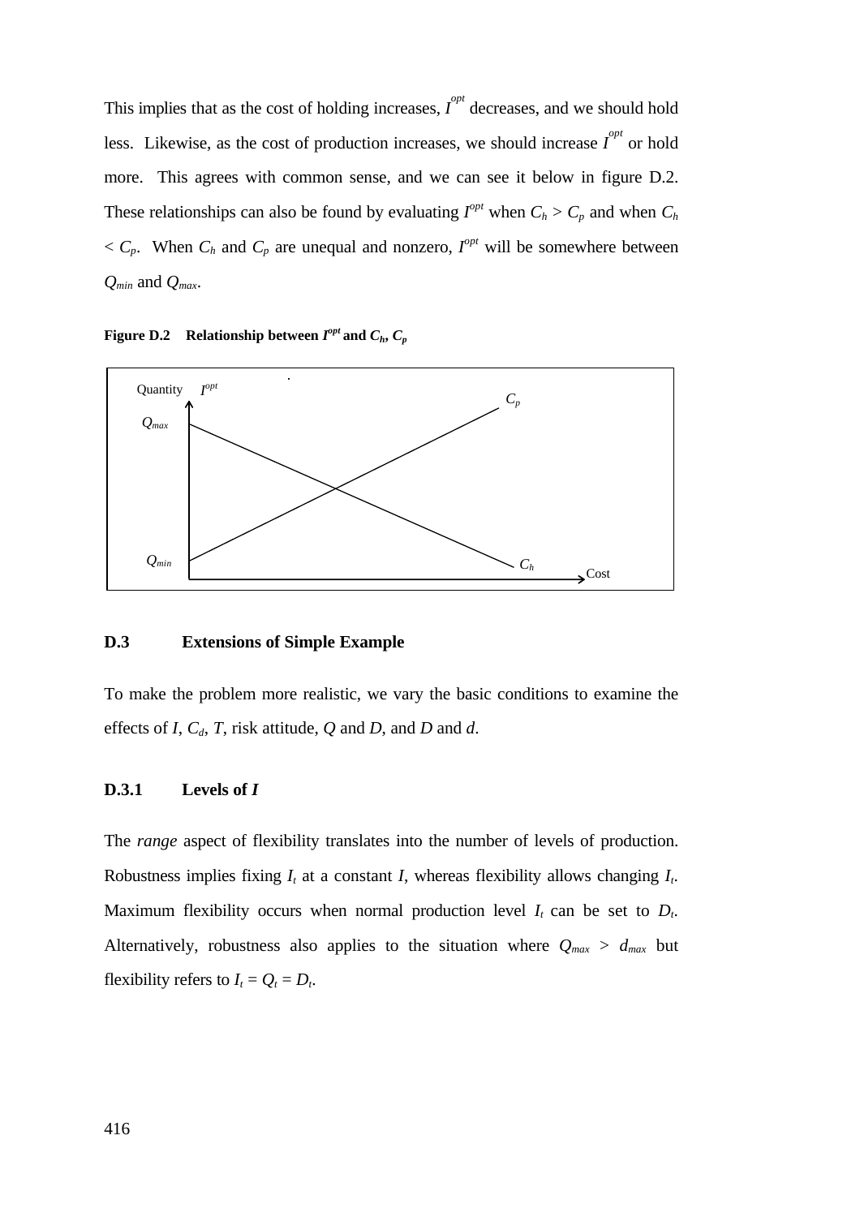This implies that as the cost of holding increases, $I^{opt}$ decreases, and we should hold less. Likewise, as the cost of production increases, we should increase $I^{opt}$ or hold more. This agrees with common sense, and we can see it below in figure D.2. These relationships can also be found by evaluating $I^{opt}$ when $C_h > C_p$ and when $C_h < C_p$. When $C_h$ and $C_p$ are unequal and nonzero, $I^{opt}$ will be somewhere between $Q_{min}$ and $Q_{max}$.

**Figure D.2 Relationship between $I^{opt}$ and $C_h$, $C_p$**

Quantity $I^{opt}$

$Q_{max}$

$Q_{min}$

$C_p$

$C_h$

Cost

## D.3 Extensions of Simple Example

To make the problem more realistic, we vary the basic conditions to examine the effects of $I$, $C_d$, $T$, risk attitude, $Q$ and $D$, and $D$ and $d$.

### D.3.1 Levels of $I$

The *range* aspect of flexibility translates into the number of levels of production. Robustness implies fixing $I_t$ at a constant $I$, whereas flexibility allows changing $I_t$. Maximum flexibility occurs when normal production level $I_t$ can be set to $D_t$. Alternatively, robustness also applies to the situation where $Q_{max} > d_{max}$ but flexibility refers to $I_t = Q_t = D_t$.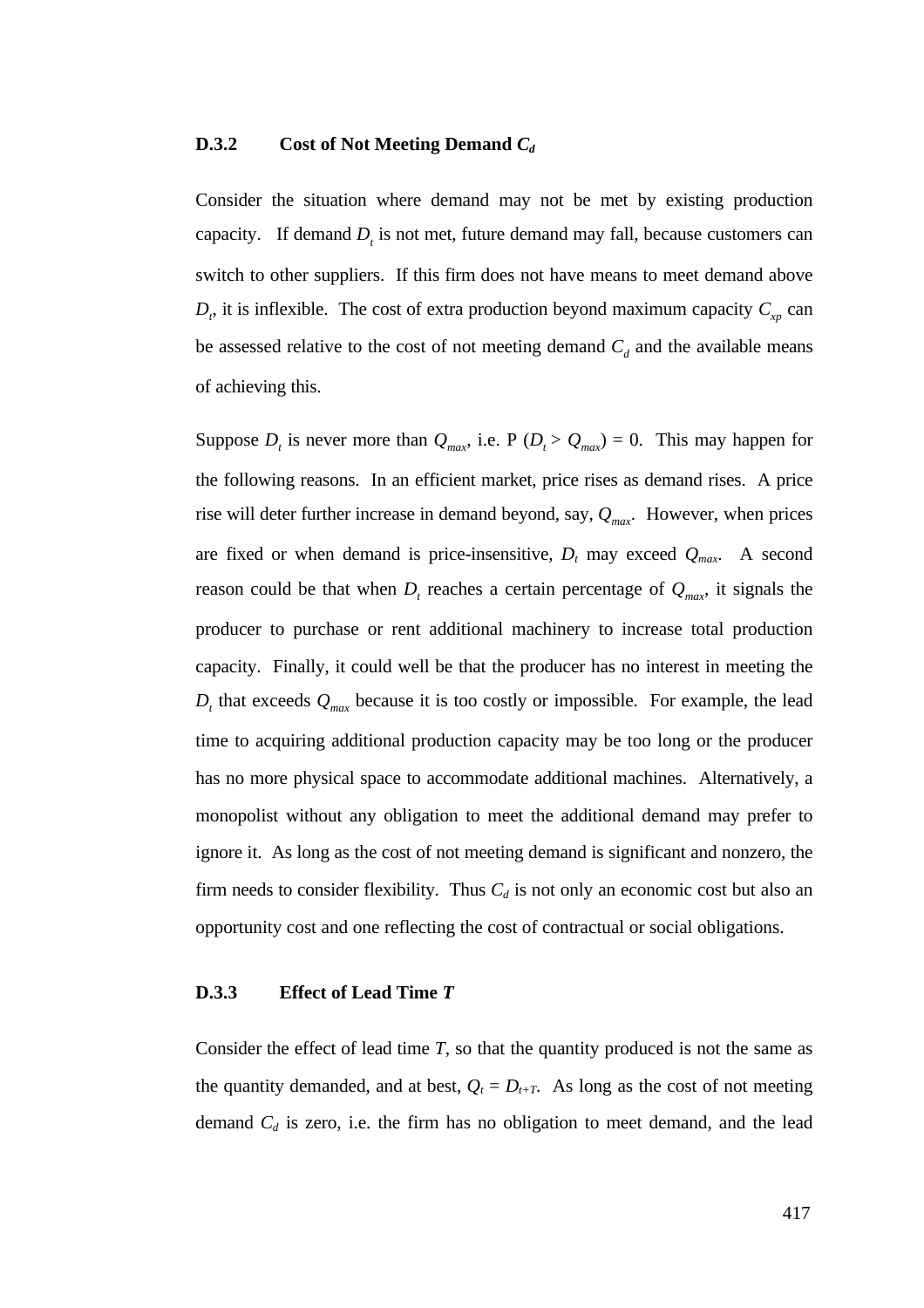### D.3.2 Cost of Not Meeting Demand $C_d$

Consider the situation where demand may not be met by existing production capacity. If demand $D_t$ is not met, future demand may fall, because customers can switch to other suppliers. If this firm does not have means to meet demand above $D_t$, it is inflexible. The cost of extra production beyond maximum capacity $C_{xp}$ can be assessed relative to the cost of not meeting demand $C_d$ and the available means of achieving this.

Suppose $D_t$ is never more than $Q_{max}$, i.e. $P(D_t > Q_{max}) = 0$. This may happen for the following reasons. In an efficient market, price rises as demand rises. A price rise will deter further increase in demand beyond, say, $Q_{max}$. However, when prices are fixed or when demand is price-insensitive, $D_t$ may exceed $Q_{max}$. A second reason could be that when $D_t$ reaches a certain percentage of $Q_{max}$, it signals the producer to purchase or rent additional machinery to increase total production capacity. Finally, it could well be that the producer has no interest in meeting the $D_t$ that exceeds $Q_{max}$ because it is too costly or impossible. For example, the lead time to acquiring additional production capacity may be too long or the producer has no more physical space to accommodate additional machines. Alternatively, a monopolist without any obligation to meet the additional demand may prefer to ignore it. As long as the cost of not meeting demand is significant and nonzero, the firm needs to consider flexibility. Thus $C_d$ is not only an economic cost but also an opportunity cost and one reflecting the cost of contractual or social obligations.

### D.3.3 Effect of Lead Time $T$

Consider the effect of lead time $T$, so that the quantity produced is not the same as the quantity demanded, and at best, $Q_t = D_{t+T}$. As long as the cost of not meeting demand $C_d$ is zero, i.e. the firm has no obligation to meet demand, and the lead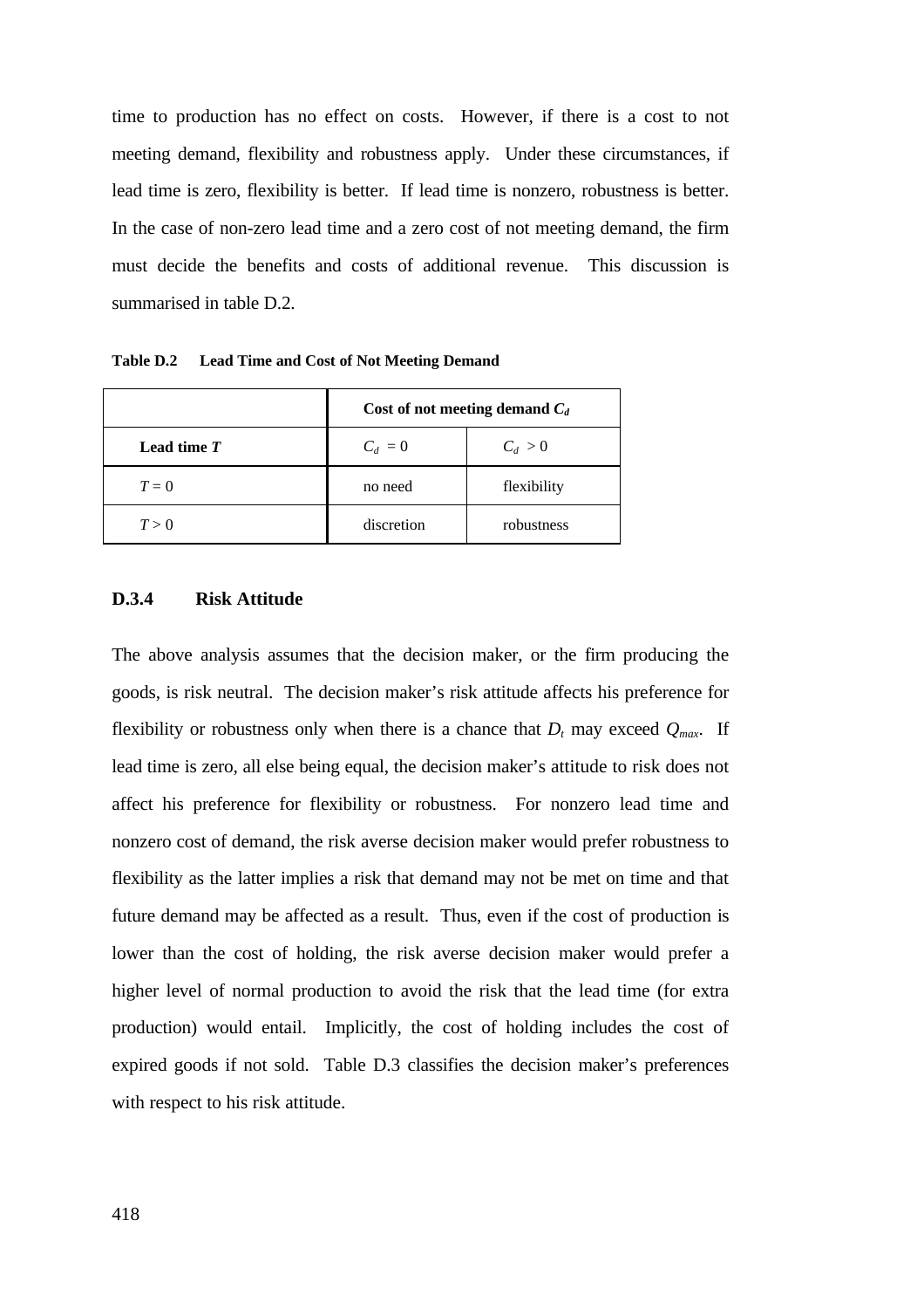time to production has no effect on costs. However, if there is a cost to not meeting demand, flexibility and robustness apply. Under these circumstances, if lead time is zero, flexibility is better. If lead time is nonzero, robustness is better. In the case of non-zero lead time and a zero cost of not meeting demand, the firm must decide the benefits and costs of additional revenue. This discussion is summarised in table D.2.

**Table D.2 Lead Time and Cost of Not Meeting Demand**

| | **Cost of not meeting demand $C_d$** | |
|---|---|---|
| **Lead time *T*** | $C_d = 0$ | $C_d > 0$ |
| $T = 0$ | no need | flexibility |
| $T > 0$ | discretion | robustness |

### D.3.4 Risk Attitude

The above analysis assumes that the decision maker, or the firm producing the goods, is risk neutral. The decision maker's risk attitude affects his preference for flexibility or robustness only when there is a chance that $D_t$ may exceed $Q_{max}$. If lead time is zero, all else being equal, the decision maker's attitude to risk does not affect his preference for flexibility or robustness. For nonzero lead time and nonzero cost of demand, the risk averse decision maker would prefer robustness to flexibility as the latter implies a risk that demand may not be met on time and that future demand may be affected as a result. Thus, even if the cost of production is lower than the cost of holding, the risk averse decision maker would prefer a higher level of normal production to avoid the risk that the lead time (for extra production) would entail. Implicitly, the cost of holding includes the cost of expired goods if not sold. Table D.3 classifies the decision maker's preferences with respect to his risk attitude.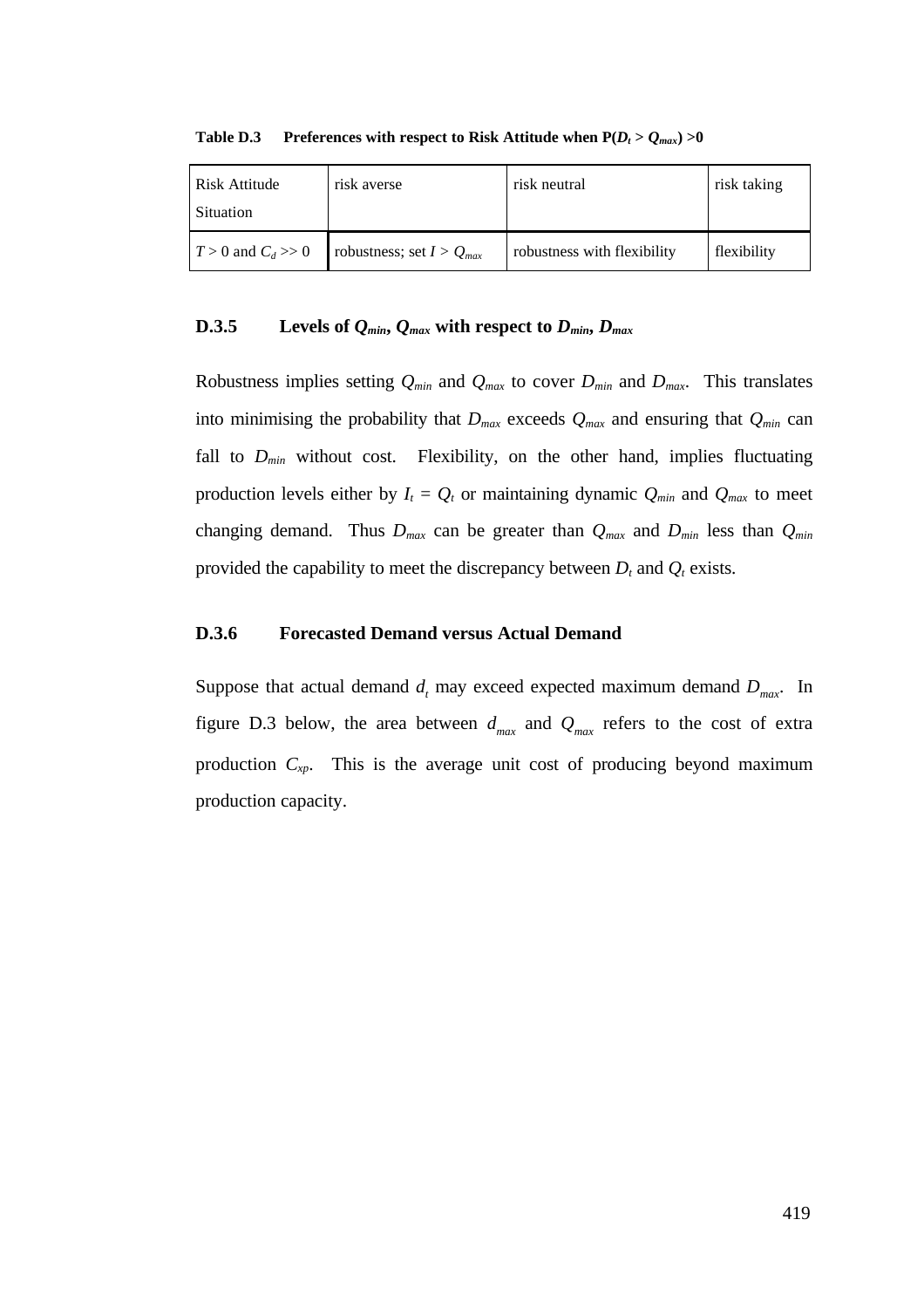**Table D.3 Preferences with respect to Risk Attitude when $P(D_t > Q_{max}) > 0$**

| Risk Attitude Situation | risk averse | risk neutral | risk taking |
|---|---|---|---|
| $T > 0$ and $C_d >> 0$ | robustness; set $I > Q_{max}$ | robustness with flexibility | flexibility |

### D.3.5 Levels of $Q_{min}$, $Q_{max}$ with respect to $D_{min}$, $D_{max}$

Robustness implies setting $Q_{min}$ and $Q_{max}$ to cover $D_{min}$ and $D_{max}$. This translates into minimising the probability that $D_{max}$ exceeds $Q_{max}$ and ensuring that $Q_{min}$ can fall to $D_{min}$ without cost. Flexibility, on the other hand, implies fluctuating production levels either by $I_t = Q_t$ or maintaining dynamic $Q_{min}$ and $Q_{max}$ to meet changing demand. Thus $D_{max}$ can be greater than $Q_{max}$ and $D_{min}$ less than $Q_{min}$ provided the capability to meet the discrepancy between $D_t$ and $Q_t$ exists.

### D.3.6 Forecasted Demand versus Actual Demand

Suppose that actual demand $d_t$ may exceed expected maximum demand $D_{max}$. In figure D.3 below, the area between $d_{max}$ and $Q_{max}$ refers to the cost of extra production $C_{xp}$. This is the average unit cost of producing beyond maximum production capacity.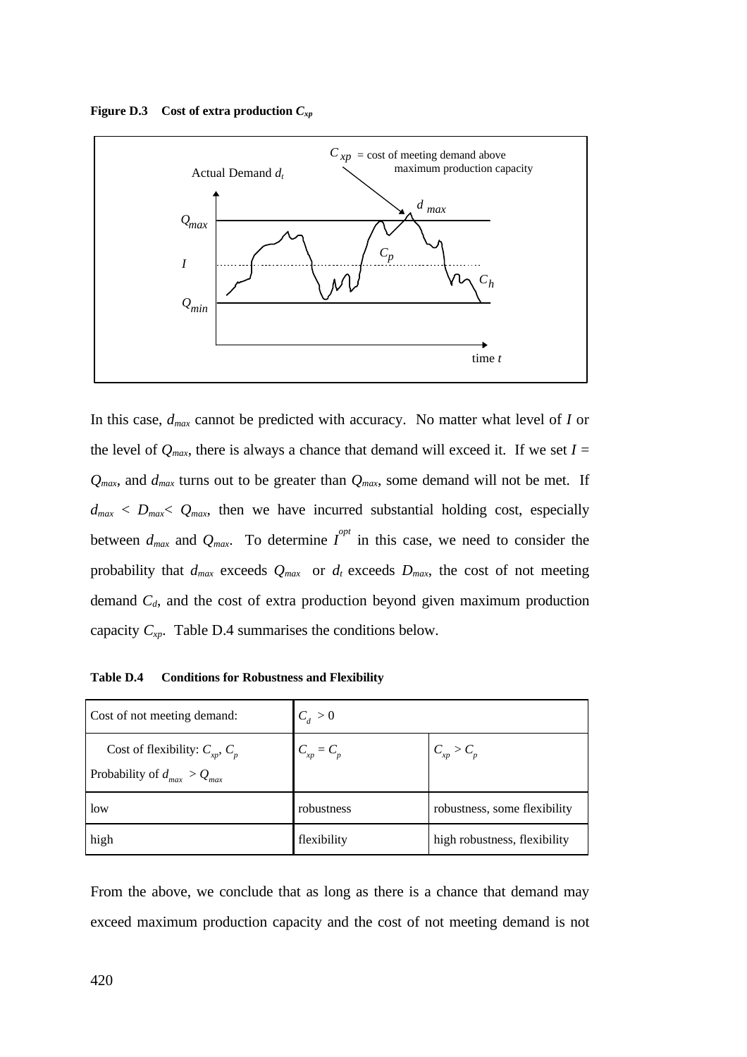**Figure D.3 Cost of extra production $C_{xp}$**

$C_{xp}$ = cost of meeting demand above maximum production capacity

Actual Demand $d_t$

$d_{max}$

$Q_{max}$

$C_p$

$I$

$C_h$

$Q_{min}$

time $t$

In this case, $d_{max}$ cannot be predicted with accuracy. No matter what level of $I$ or the level of $Q_{max}$, there is always a chance that demand will exceed it. If we set $I = Q_{max}$, and $d_{max}$ turns out to be greater than $Q_{max}$, some demand will not be met. If $d_{max} < D_{max} < Q_{max}$, then we have incurred substantial holding cost, especially between $d_{max}$ and $Q_{max}$. To determine $I^{opt}$ in this case, we need to consider the probability that $d_{max}$ exceeds $Q_{max}$ or $d_t$ exceeds $D_{max}$, the cost of not meeting demand $C_d$, and the cost of extra production beyond given maximum production capacity $C_{xp}$. Table D.4 summarises the conditions below.

**Table D.4 Conditions for Robustness and Flexibility**

| Cost of not meeting demand: | $C_d > 0$ | |
|---|---|---|
| Cost of flexibility: $C_{xp}$, $C_p$ <br> Probability of $d_{max} > Q_{max}$ | $C_{xp} = C_p$ | $C_{xp} > C_p$ |
| low | robustness | robustness, some flexibility |
| high | flexibility | high robustness, flexibility |

From the above, we conclude that as long as there is a chance that demand may exceed maximum production capacity and the cost of not meeting demand is not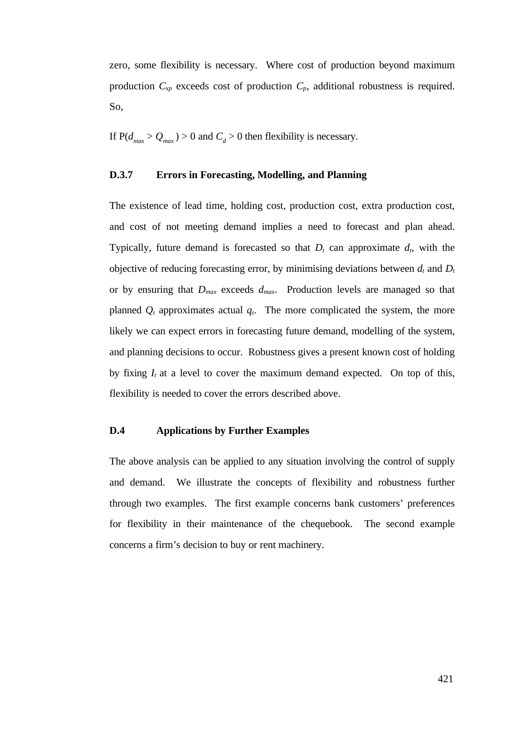zero, some flexibility is necessary. Where cost of production beyond maximum production $C_{xp}$ exceeds cost of production $C_p$, additional robustness is required. So,

If $P(d_{max} > Q_{max}) > 0$ and $C_d > 0$ then flexibility is necessary.

### D.3.7 Errors in Forecasting, Modelling, and Planning

The existence of lead time, holding cost, production cost, extra production cost, and cost of not meeting demand implies a need to forecast and plan ahead. Typically, future demand is forecasted so that $D_t$ can approximate $d_t$, with the objective of reducing forecasting error, by minimising deviations between $d_t$ and $D_t$ or by ensuring that $D_{max}$ exceeds $d_{max}$. Production levels are managed so that planned $Q_t$ approximates actual $q_t$. The more complicated the system, the more likely we can expect errors in forecasting future demand, modelling of the system, and planning decisions to occur. Robustness gives a present known cost of holding by fixing $I_t$ at a level to cover the maximum demand expected. On top of this, flexibility is needed to cover the errors described above.

## D.4 Applications by Further Examples

The above analysis can be applied to any situation involving the control of supply and demand. We illustrate the concepts of flexibility and robustness further through two examples. The first example concerns bank customers' preferences for flexibility in their maintenance of the chequebook. The second example concerns a firm's decision to buy or rent machinery.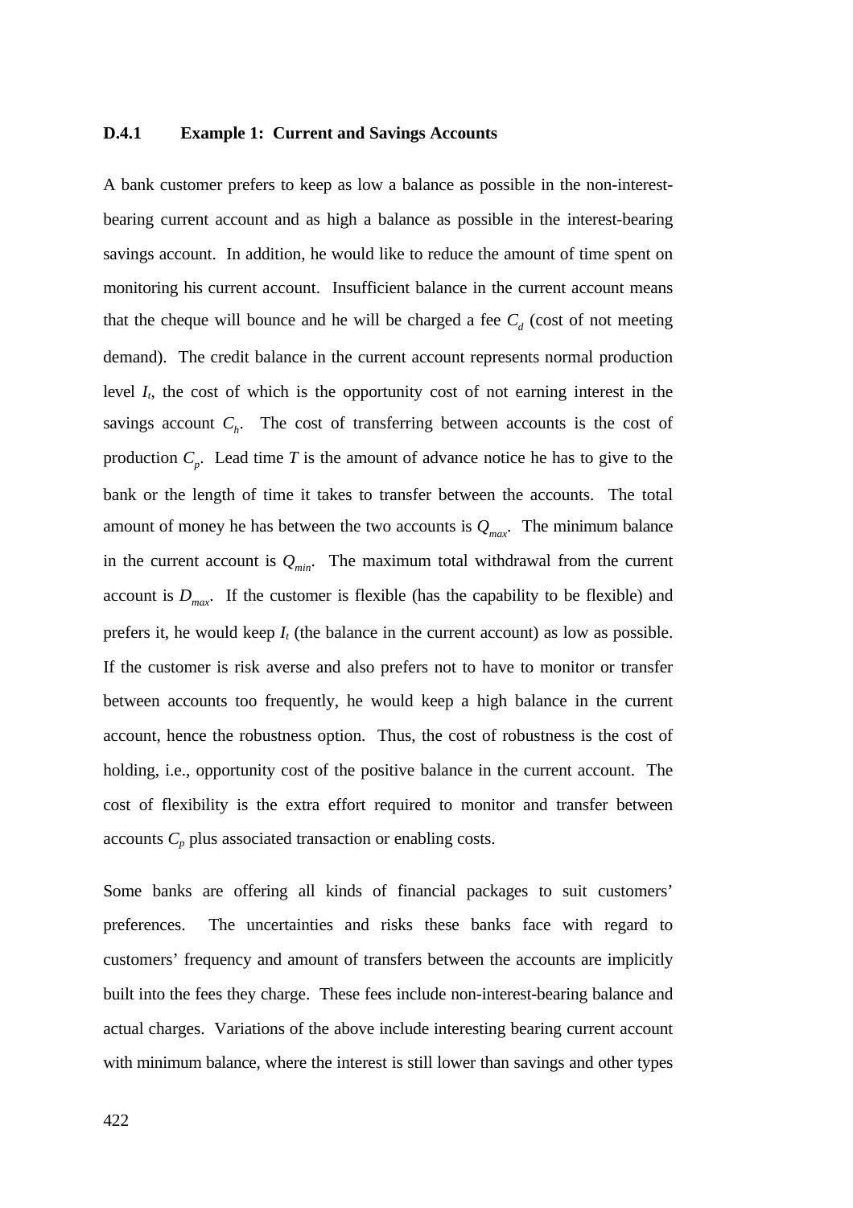### D.4.1 Example 1: Current and Savings Accounts

A bank customer prefers to keep as low a balance as possible in the non-interest-bearing current account and as high a balance as possible in the interest-bearing savings account. In addition, he would like to reduce the amount of time spent on monitoring his current account. Insufficient balance in the current account means that the cheque will bounce and he will be charged a fee $C_d$ (cost of not meeting demand). The credit balance in the current account represents normal production level $I_t$, the cost of which is the opportunity cost of not earning interest in the savings account $C_h$. The cost of transferring between accounts is the cost of production $C_p$. Lead time $T$ is the amount of advance notice he has to give to the bank or the length of time it takes to transfer between the accounts. The total amount of money he has between the two accounts is $Q_{max}$. The minimum balance in the current account is $Q_{min}$. The maximum total withdrawal from the current account is $D_{max}$. If the customer is flexible (has the capability to be flexible) and prefers it, he would keep $I_t$ (the balance in the current account) as low as possible. If the customer is risk averse and also prefers not to have to monitor or transfer between accounts too frequently, he would keep a high balance in the current account, hence the robustness option. Thus, the cost of robustness is the cost of holding, i.e., opportunity cost of the positive balance in the current account. The cost of flexibility is the extra effort required to monitor and transfer between accounts $C_p$ plus associated transaction or enabling costs.

Some banks are offering all kinds of financial packages to suit customers' preferences. The uncertainties and risks these banks face with regard to customers' frequency and amount of transfers between the accounts are implicitly built into the fees they charge. These fees include non-interest-bearing balance and actual charges. Variations of the above include interesting bearing current account with minimum balance, where the interest is still lower than savings and other types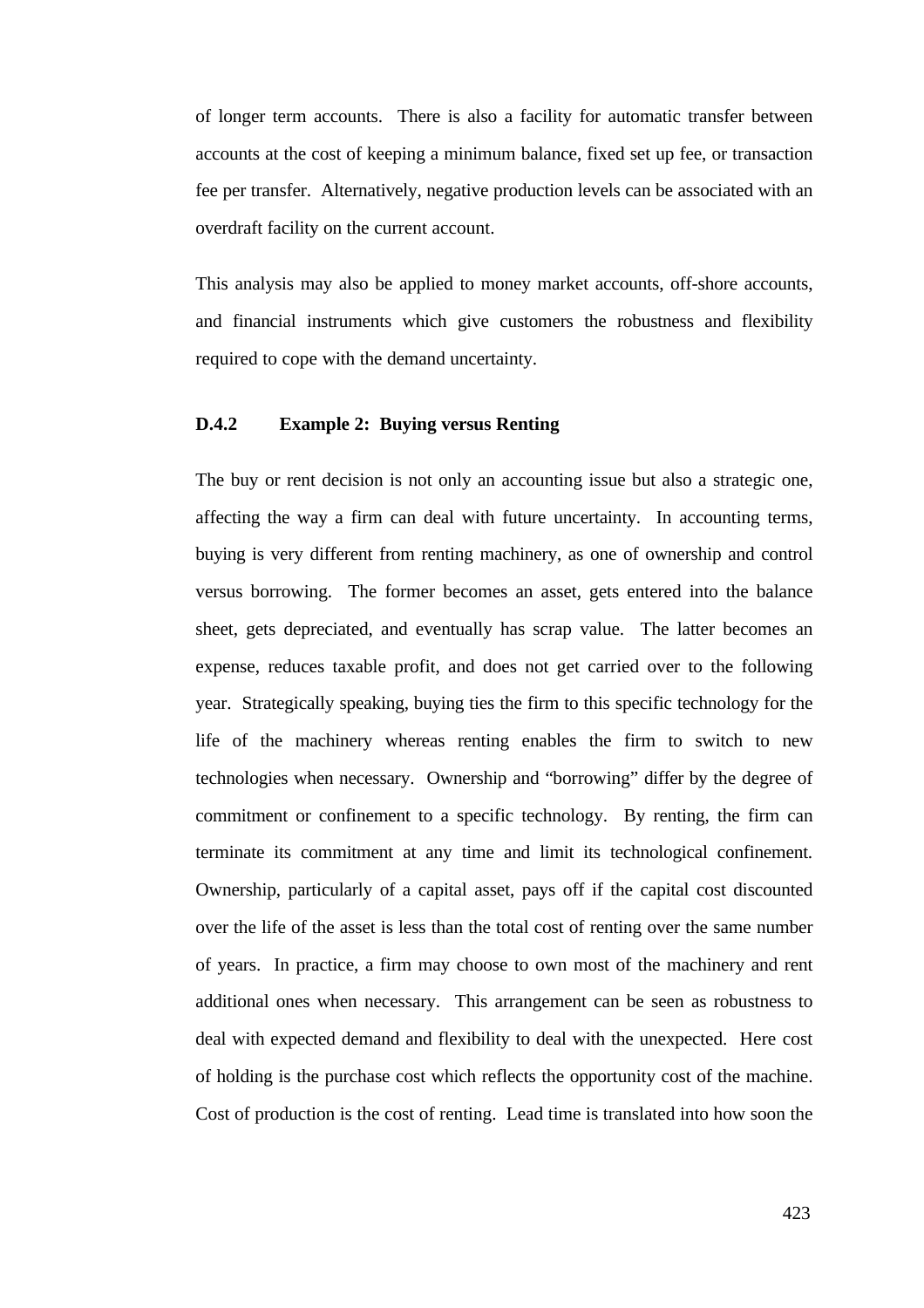of longer term accounts. There is also a facility for automatic transfer between accounts at the cost of keeping a minimum balance, fixed set up fee, or transaction fee per transfer. Alternatively, negative production levels can be associated with an overdraft facility on the current account.

This analysis may also be applied to money market accounts, off-shore accounts, and financial instruments which give customers the robustness and flexibility required to cope with the demand uncertainty.

### D.4.2 Example 2: Buying versus Renting

The buy or rent decision is not only an accounting issue but also a strategic one, affecting the way a firm can deal with future uncertainty. In accounting terms, buying is very different from renting machinery, as one of ownership and control versus borrowing. The former becomes an asset, gets entered into the balance sheet, gets depreciated, and eventually has scrap value. The latter becomes an expense, reduces taxable profit, and does not get carried over to the following year. Strategically speaking, buying ties the firm to this specific technology for the life of the machinery whereas renting enables the firm to switch to new technologies when necessary. Ownership and "borrowing" differ by the degree of commitment or confinement to a specific technology. By renting, the firm can terminate its commitment at any time and limit its technological confinement. Ownership, particularly of a capital asset, pays off if the capital cost discounted over the life of the asset is less than the total cost of renting over the same number of years. In practice, a firm may choose to own most of the machinery and rent additional ones when necessary. This arrangement can be seen as robustness to deal with expected demand and flexibility to deal with the unexpected. Here cost of holding is the purchase cost which reflects the opportunity cost of the machine. Cost of production is the cost of renting. Lead time is translated into how soon the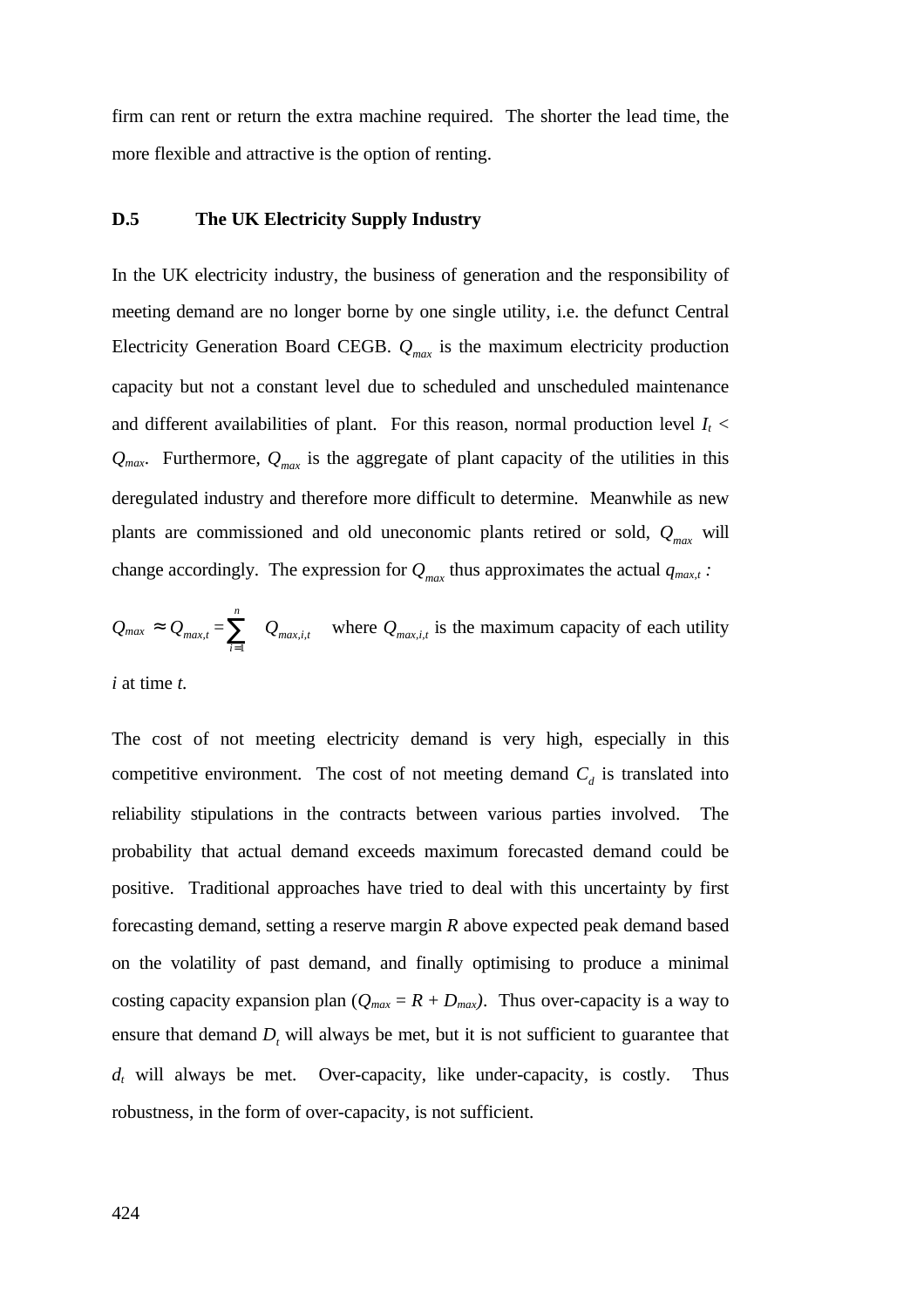firm can rent or return the extra machine required. The shorter the lead time, the more flexible and attractive is the option of renting.

## D.5 The UK Electricity Supply Industry

In the UK electricity industry, the business of generation and the responsibility of meeting demand are no longer borne by one single utility, i.e. the defunct Central Electricity Generation Board CEGB. $Q_{max}$ is the maximum electricity production capacity but not a constant level due to scheduled and unscheduled maintenance and different availabilities of plant. For this reason, normal production level $I_t < Q_{max}$. Furthermore, $Q_{max}$ is the aggregate of plant capacity of the utilities in this deregulated industry and therefore more difficult to determine. Meanwhile as new plants are commissioned and old uneconomic plants retired or sold, $Q_{max}$ will change accordingly. The expression for $Q_{max}$ thus approximates the actual $q_{max,t}$ *:*

$Q_{max} \approx Q_{max,t} = \sum_{i=1}^{n} Q_{max,i,t}$ where $Q_{max,i,t}$ is the maximum capacity of each utility $i$ at time $t$.

The cost of not meeting electricity demand is very high, especially in this competitive environment. The cost of not meeting demand $C_d$ is translated into reliability stipulations in the contracts between various parties involved. The probability that actual demand exceeds maximum forecasted demand could be positive. Traditional approaches have tried to deal with this uncertainty by first forecasting demand, setting a reserve margin $R$ above expected peak demand based on the volatility of past demand, and finally optimising to produce a minimal costing capacity expansion plan ($Q_{max} = R + D_{max}$). Thus over-capacity is a way to ensure that demand $D_t$ will always be met, but it is not sufficient to guarantee that $d_t$ will always be met. Over-capacity, like under-capacity, is costly. Thus robustness, in the form of over-capacity, is not sufficient.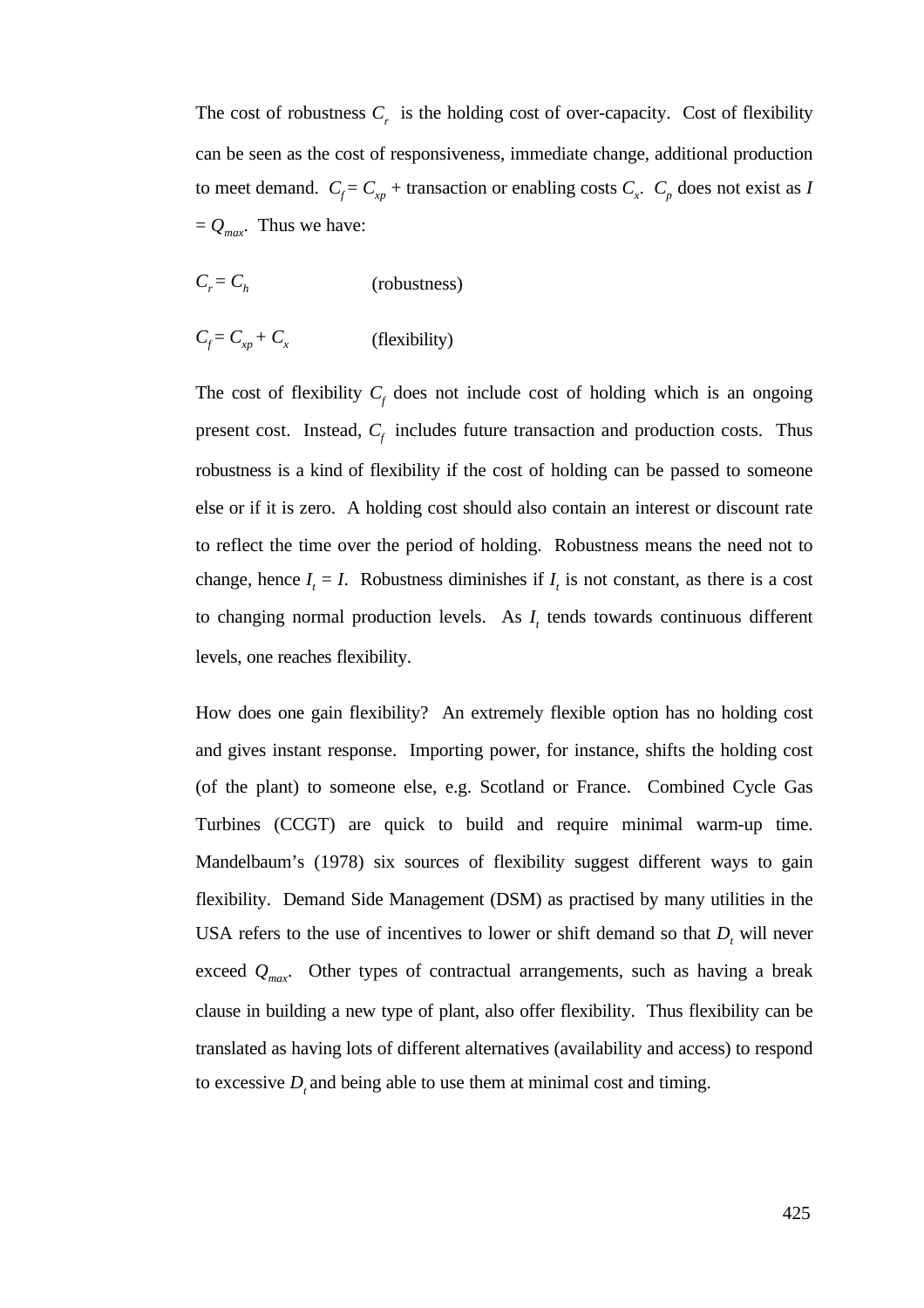The cost of robustness $C_r$ is the holding cost of over-capacity. Cost of flexibility can be seen as the cost of responsiveness, immediate change, additional production to meet demand. $C_f = C_{xp}$ + transaction or enabling costs $C_x$. $C_p$ does not exist as $I = Q_{max}$. Thus we have:

$C_r = C_h$ (robustness)

$C_f = C_{xp} + C_x$ (flexibility)

The cost of flexibility $C_f$ does not include cost of holding which is an ongoing present cost. Instead, $C_f$ includes future transaction and production costs. Thus robustness is a kind of flexibility if the cost of holding can be passed to someone else or if it is zero. A holding cost should also contain an interest or discount rate to reflect the time over the period of holding. Robustness means the need not to change, hence $I_t = I$. Robustness diminishes if $I_t$ is not constant, as there is a cost to changing normal production levels. As $I_t$ tends towards continuous different levels, one reaches flexibility.

How does one gain flexibility? An extremely flexible option has no holding cost and gives instant response. Importing power, for instance, shifts the holding cost (of the plant) to someone else, e.g. Scotland or France. Combined Cycle Gas Turbines (CCGT) are quick to build and require minimal warm-up time. Mandelbaum's (1978) six sources of flexibility suggest different ways to gain flexibility. Demand Side Management (DSM) as practised by many utilities in the USA refers to the use of incentives to lower or shift demand so that $D_t$ will never exceed $Q_{max}$. Other types of contractual arrangements, such as having a break clause in building a new type of plant, also offer flexibility. Thus flexibility can be translated as having lots of different alternatives (availability and access) to respond to excessive $D_t$ and being able to use them at minimal cost and timing.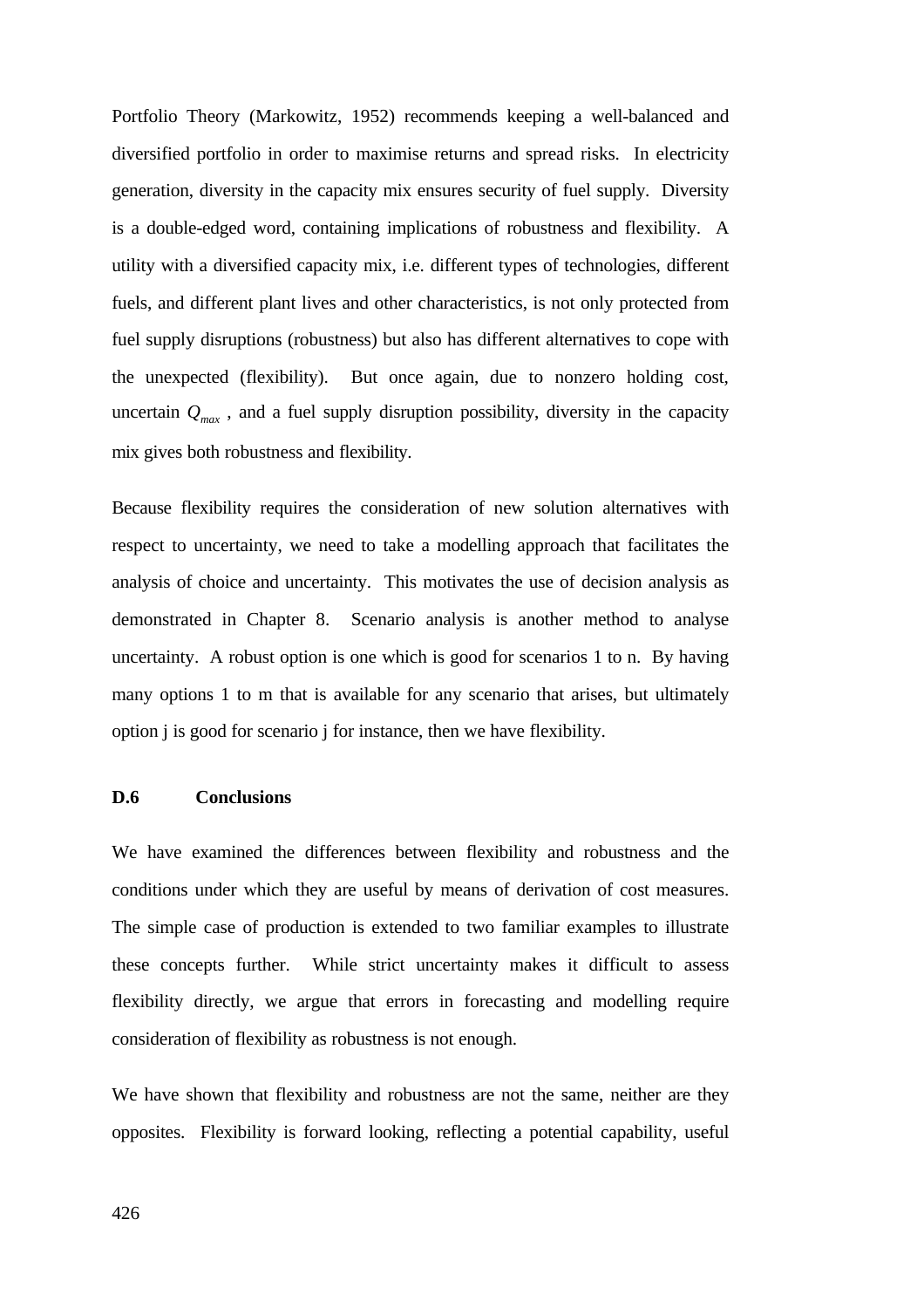Portfolio Theory (Markowitz, 1952) recommends keeping a well-balanced and diversified portfolio in order to maximise returns and spread risks. In electricity generation, diversity in the capacity mix ensures security of fuel supply. Diversity is a double-edged word, containing implications of robustness and flexibility. A utility with a diversified capacity mix, i.e. different types of technologies, different fuels, and different plant lives and other characteristics, is not only protected from fuel supply disruptions (robustness) but also has different alternatives to cope with the unexpected (flexibility). But once again, due to nonzero holding cost, uncertain $Q_{max}$ , and a fuel supply disruption possibility, diversity in the capacity mix gives both robustness and flexibility.

Because flexibility requires the consideration of new solution alternatives with respect to uncertainty, we need to take a modelling approach that facilitates the analysis of choice and uncertainty. This motivates the use of decision analysis as demonstrated in Chapter 8. Scenario analysis is another method to analyse uncertainty. A robust option is one which is good for scenarios 1 to n. By having many options 1 to m that is available for any scenario that arises, but ultimately option j is good for scenario j for instance, then we have flexibility.

### D.6 Conclusions

We have examined the differences between flexibility and robustness and the conditions under which they are useful by means of derivation of cost measures. The simple case of production is extended to two familiar examples to illustrate these concepts further. While strict uncertainty makes it difficult to assess flexibility directly, we argue that errors in forecasting and modelling require consideration of flexibility as robustness is not enough.

We have shown that flexibility and robustness are not the same, neither are they opposites. Flexibility is forward looking, reflecting a potential capability, useful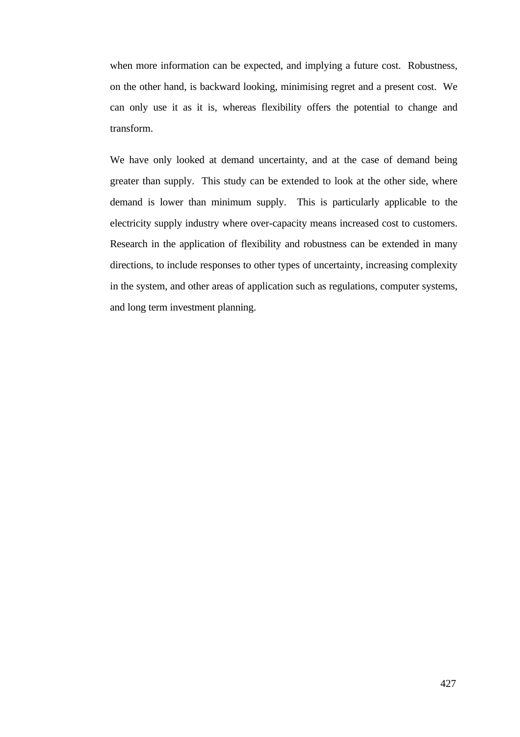when more information can be expected, and implying a future cost. Robustness, on the other hand, is backward looking, minimising regret and a present cost. We can only use it as it is, whereas flexibility offers the potential to change and transform.

We have only looked at demand uncertainty, and at the case of demand being greater than supply. This study can be extended to look at the other side, where demand is lower than minimum supply. This is particularly applicable to the electricity supply industry where over-capacity means increased cost to customers. Research in the application of flexibility and robustness can be extended in many directions, to include responses to other types of uncertainty, increasing complexity in the system, and other areas of application such as regulations, computer systems, and long term investment planning.